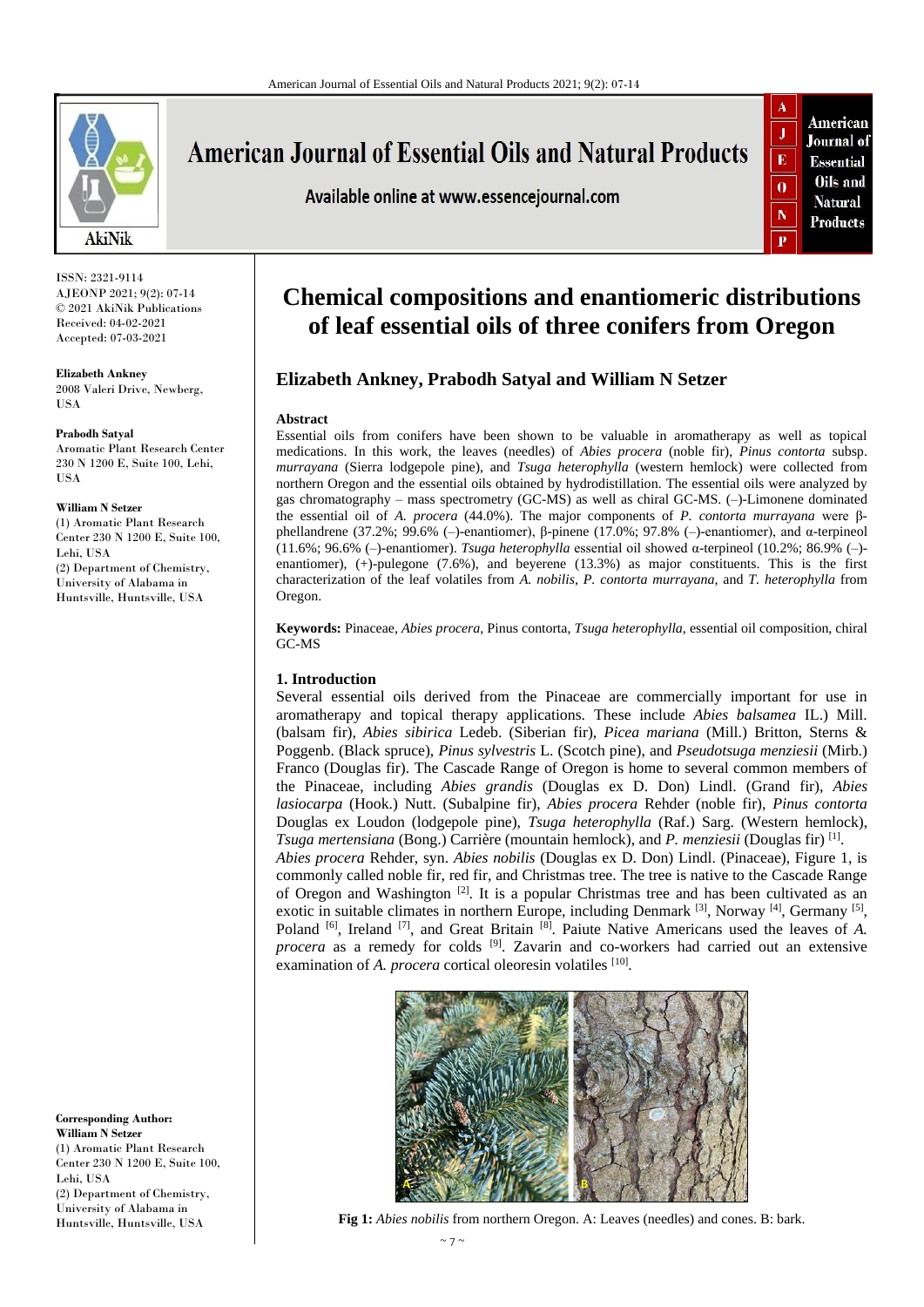# Chemical compositions and enantiomeric distributions of leaf essential oils of three conifers from Oregon

## Elizabeth Ankney, Prabodh Satyal and William N Setzer

ISSN: 2321-9114
AJEONP 2021; 9(2): 07-14
© 2021 AkiNik Publications
Received: 04-02-2021
Accepted: 07-03-2021

**Elizabeth Ankney**
2008 Valeri Drive, Newberg, USA

**Prabodh Satyal**
Aromatic Plant Research Center 230 N 1200 E, Suite 100, Lehi, USA

**William N Setzer**
(1) Aromatic Plant Research Center 230 N 1200 E, Suite 100, Lehi, USA
(2) Department of Chemistry, University of Alabama in Huntsville, Huntsville, USA

**Corresponding Author:**
**William N Setzer**
(1) Aromatic Plant Research Center 230 N 1200 E, Suite 100, Lehi, USA
(2) Department of Chemistry, University of Alabama in Huntsville, Huntsville, USA

### Abstract

Essential oils from conifers have been shown to be valuable in aromatherapy as well as topical medications. In this work, the leaves (needles) of *Abies procera* (noble fir), *Pinus contorta* subsp. *murrayana* (Sierra lodgepole pine), and *Tsuga heterophylla* (western hemlock) were collected from northern Oregon and the essential oils obtained by hydrodistillation. The essential oils were analyzed by gas chromatography – mass spectrometry (GC-MS) as well as chiral GC-MS. (–)-Limonene dominated the essential oil of *A. procera* (44.0%). The major components of *P. contorta murrayana* were β-phellandrene (37.2%; 99.6% (–)-enantiomer), β-pinene (17.0%; 97.8% (–)-enantiomer), and α-terpineol (11.6%; 96.6% (–)-enantiomer). *Tsuga heterophylla* essential oil showed α-terpineol (10.2%; 86.9% (–)-enantiomer), (+)-pulegone (7.6%), and beyerene (13.3%) as major constituents. This is the first characterization of the leaf volatiles from *A. nobilis*, *P. contorta murrayana*, and *T. heterophylla* from Oregon.

**Keywords:** Pinaceae, *Abies procera*, Pinus contorta, *Tsuga heterophylla*, essential oil composition, chiral GC-MS

### 1. Introduction

Several essential oils derived from the Pinaceae are commercially important for use in aromatherapy and topical therapy applications. These include *Abies balsamea* IL.) Mill. (balsam fir), *Abies sibirica* Ledeb. (Siberian fir), *Picea mariana* (Mill.) Britton, Sterns & Poggenb. (Black spruce), *Pinus sylvestris* L. (Scotch pine), and *Pseudotsuga menziesii* (Mirb.) Franco (Douglas fir). The Cascade Range of Oregon is home to several common members of the Pinaceae, including *Abies grandis* (Douglas ex D. Don) Lindl. (Grand fir), *Abies lasiocarpa* (Hook.) Nutt. (Subalpine fir), *Abies procera* Rehder (noble fir), *Pinus contorta* Douglas ex Loudon (lodgepole pine), *Tsuga heterophylla* (Raf.) Sarg. (Western hemlock), *Tsuga mertensiana* (Bong.) Carrière (mountain hemlock), and *P. menziesii* (Douglas fir) [1].

*Abies procera* Rehder, syn. *Abies nobilis* (Douglas ex D. Don) Lindl. (Pinaceae), Figure 1, is commonly called noble fir, red fir, and Christmas tree. The tree is native to the Cascade Range of Oregon and Washington [2]. It is a popular Christmas tree and has been cultivated as an exotic in suitable climates in northern Europe, including Denmark [3], Norway [4], Germany [5], Poland [6], Ireland [7], and Great Britain [8]. Paiute Native Americans used the leaves of *A. procera* as a remedy for colds [9]. Zavarin and co-workers had carried out an extensive examination of *A. procera* cortical oleoresin volatiles [10].

**Fig 1:** *Abies nobilis* from northern Oregon. A: Leaves (needles) and cones. B: bark.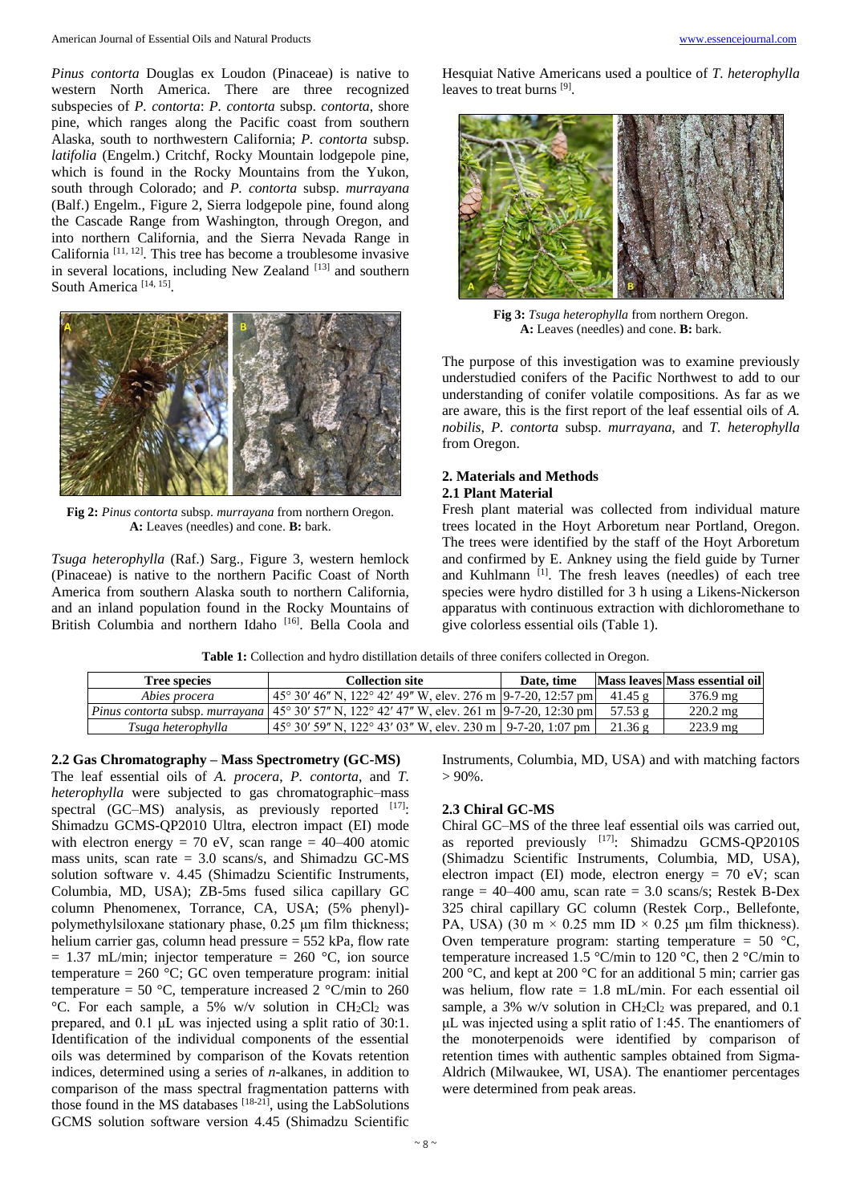*Pinus contorta* Douglas ex Loudon (Pinaceae) is native to western North America. There are three recognized subspecies of *P. contorta*: *P. contorta* subsp. *contorta*, shore pine, which ranges along the Pacific coast from southern Alaska, south to northwestern California; *P. contorta* subsp. *latifolia* (Engelm.) Critchf, Rocky Mountain lodgepole pine, which is found in the Rocky Mountains from the Yukon, south through Colorado; and *P. contorta* subsp. *murrayana* (Balf.) Engelm., Figure 2, Sierra lodgepole pine, found along the Cascade Range from Washington, through Oregon, and into northern California, and the Sierra Nevada Range in California [11, 12]. This tree has become a troublesome invasive in several locations, including New Zealand [13] and southern South America [14, 15].

**Fig 2:** *Pinus contorta* subsp. *murrayana* from northern Oregon. **A:** Leaves (needles) and cone. **B:** bark.

*Tsuga heterophylla* (Raf.) Sarg., Figure 3, western hemlock (Pinaceae) is native to the northern Pacific Coast of North America from southern Alaska south to northern California, and an inland population found in the Rocky Mountains of British Columbia and northern Idaho [16]. Bella Coola and Hesquiat Native Americans used a poultice of *T. heterophylla* leaves to treat burns [9].

**Fig 3:** *Tsuga heterophylla* from northern Oregon. **A:** Leaves (needles) and cone. **B:** bark.

The purpose of this investigation was to examine previously understudied conifers of the Pacific Northwest to add to our understanding of conifer volatile compositions. As far as we are aware, this is the first report of the leaf essential oils of *A. nobilis*, *P. contorta* subsp. *murrayana*, and *T. heterophylla* from Oregon.

## 2. Materials and Methods

### 2.1 Plant Material

Fresh plant material was collected from individual mature trees located in the Hoyt Arboretum near Portland, Oregon. The trees were identified by the staff of the Hoyt Arboretum and confirmed by E. Ankney using the field guide by Turner and Kuhlmann [1]. The fresh leaves (needles) of each tree species were hydro distilled for 3 h using a Likens-Nickerson apparatus with continuous extraction with dichloromethane to give colorless essential oils (Table 1).

**Table 1:** Collection and hydro distillation details of three conifers collected in Oregon.

| Tree species | Collection site | Date, time | Mass leaves | Mass essential oil |
|---|---|---|---|---|
| *Abies procera* | 45° 30′ 46″ N, 122° 42′ 49″ W, elev. 276 m | 9-7-20, 12:57 pm | 41.45 g | 376.9 mg |
| *Pinus contorta* subsp. *murrayana* | 45° 30′ 57″ N, 122° 42′ 47″ W, elev. 261 m | 9-7-20, 12:30 pm | 57.53 g | 220.2 mg |
| *Tsuga heterophylla* | 45° 30′ 59″ N, 122° 43′ 03″ W, elev. 230 m | 9-7-20, 1:07 pm | 21.36 g | 223.9 mg |

### 2.2 Gas Chromatography – Mass Spectrometry (GC-MS)

The leaf essential oils of *A. procera*, *P. contorta*, and *T. heterophylla* were subjected to gas chromatographic–mass spectral (GC–MS) analysis, as previously reported [17]: Shimadzu GCMS-QP2010 Ultra, electron impact (EI) mode with electron energy = 70 eV, scan range = 40–400 atomic mass units, scan rate = 3.0 scans/s, and Shimadzu GC-MS solution software v. 4.45 (Shimadzu Scientific Instruments, Columbia, MD, USA); ZB-5ms fused silica capillary GC column Phenomenex, Torrance, CA, USA; (5% phenyl)-polymethylsiloxane stationary phase, 0.25 μm film thickness; helium carrier gas, column head pressure = 552 kPa, flow rate = 1.37 mL/min; injector temperature = 260 °C, ion source temperature = 260 °C; GC oven temperature program: initial temperature = 50 °C, temperature increased 2 °C/min to 260 °C. For each sample, a 5% w/v solution in $CH_2Cl_2$ was prepared, and 0.1 μL was injected using a split ratio of 30:1. Identification of the individual components of the essential oils was determined by comparison of the Kovats retention indices, determined using a series of *n*-alkanes, in addition to comparison of the mass spectral fragmentation patterns with those found in the MS databases [18-21], using the LabSolutions GCMS solution software version 4.45 (Shimadzu Scientific Instruments, Columbia, MD, USA) and with matching factors > 90%.

### 2.3 Chiral GC-MS

Chiral GC–MS of the three leaf essential oils was carried out, as reported previously [17]: Shimadzu GCMS-QP2010S (Shimadzu Scientific Instruments, Columbia, MD, USA), electron impact (EI) mode, electron energy = 70 eV; scan range = 40–400 amu, scan rate = 3.0 scans/s; Restek B-Dex 325 chiral capillary GC column (Restek Corp., Bellefonte, PA, USA) (30 m × 0.25 mm ID × 0.25 μm film thickness). Oven temperature program: starting temperature = 50 °C, temperature increased 1.5 °C/min to 120 °C, then 2 °C/min to 200 °C, and kept at 200 °C for an additional 5 min; carrier gas was helium, flow rate = 1.8 mL/min. For each essential oil sample, a 3% w/v solution in $CH_2Cl_2$ was prepared, and 0.1 μL was injected using a split ratio of 1:45. The enantiomers of the monoterpenoids were identified by comparison of retention times with authentic samples obtained from Sigma-Aldrich (Milwaukee, WI, USA). The enantiomer percentages were determined from peak areas.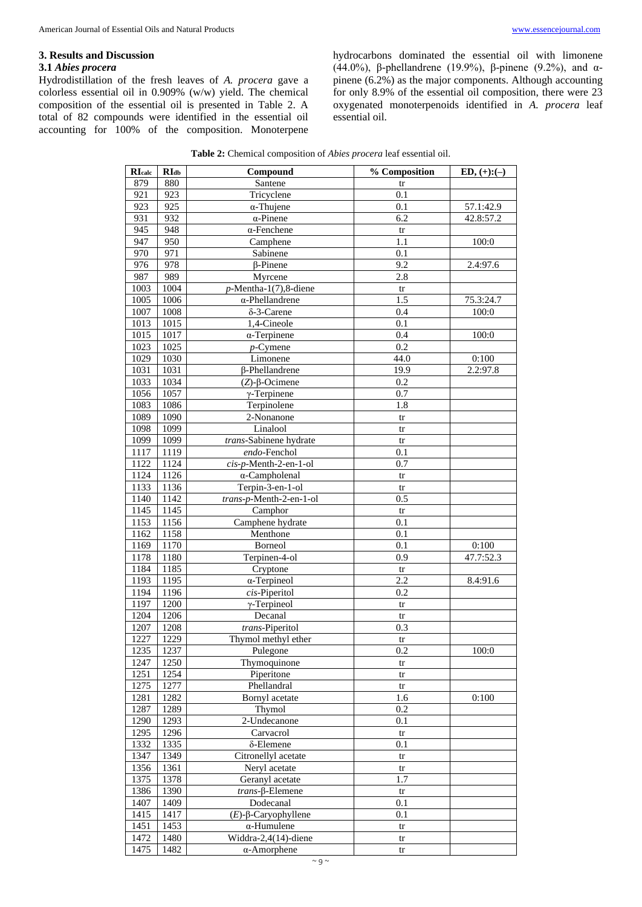## 3. Results and Discussion

### 3.1 *Abies procera*

Hydrodistillation of the fresh leaves of *A. procera* gave a colorless essential oil in 0.909% (w/w) yield. The chemical composition of the essential oil is presented in Table 2. A total of 82 compounds were identified in the essential oil accounting for 100% of the composition. Monoterpene hydrocarbons dominated the essential oil with limonene (44.0%), β-phellandrene (19.9%), β-pinene (9.2%), and α-pinene (6.2%) as the major components. Although accounting for only 8.9% of the essential oil composition, there were 23 oxygenated monoterpenoids identified in *A. procera* leaf essential oil.

**Table 2:** Chemical composition of *Abies procera* leaf essential oil.

| $RI_{calc}$ | $RI_{db}$ | Compound | % Composition | ED, (+):(–) |
|---|---|---|---|---|
| 879 | 880 | Santene | tr | |
| 921 | 923 | Tricyclene | 0.1 | |
| 923 | 925 | α-Thujene | 0.1 | 57.1:42.9 |
| 931 | 932 | α-Pinene | 6.2 | 42.8:57.2 |
| 945 | 948 | α-Fenchene | tr | |
| 947 | 950 | Camphene | 1.1 | 100:0 |
| 970 | 971 | Sabinene | 0.1 | |
| 976 | 978 | β-Pinene | 9.2 | 2.4:97.6 |
| 987 | 989 | Myrcene | 2.8 | |
| 1003 | 1004 | *p*-Mentha-1(7),8-diene | tr | |
| 1005 | 1006 | α-Phellandrene | 1.5 | 75.3:24.7 |
| 1007 | 1008 | δ-3-Carene | 0.4 | 100:0 |
| 1013 | 1015 | 1,4-Cineole | 0.1 | |
| 1015 | 1017 | α-Terpinene | 0.4 | 100:0 |
| 1023 | 1025 | *p*-Cymene | 0.2 | |
| 1029 | 1030 | Limonene | 44.0 | 0:100 |
| 1031 | 1031 | β-Phellandrene | 19.9 | 2.2:97.8 |
| 1033 | 1034 | (*Z*)-β-Ocimene | 0.2 | |
| 1056 | 1057 | γ-Terpinene | 0.7 | |
| 1083 | 1086 | Terpinolene | 1.8 | |
| 1089 | 1090 | 2-Nonanone | tr | |
| 1098 | 1099 | Linalool | tr | |
| 1099 | 1099 | *trans*-Sabinene hydrate | tr | |
| 1117 | 1119 | *endo*-Fenchol | 0.1 | |
| 1122 | 1124 | *cis*-*p*-Menth-2-en-1-ol | 0.7 | |
| 1124 | 1126 | α-Campholenal | tr | |
| 1133 | 1136 | Terpin-3-en-1-ol | tr | |
| 1140 | 1142 | *trans*-*p*-Menth-2-en-1-ol | 0.5 | |
| 1145 | 1145 | Camphor | tr | |
| 1153 | 1156 | Camphene hydrate | 0.1 | |
| 1162 | 1158 | Menthone | 0.1 | |
| 1169 | 1170 | Borneol | 0.1 | 0:100 |
| 1178 | 1180 | Terpinen-4-ol | 0.9 | 47.7:52.3 |
| 1184 | 1185 | Cryptone | tr | |
| 1193 | 1195 | α-Terpineol | 2.2 | 8.4:91.6 |
| 1194 | 1196 | *cis*-Piperitol | 0.2 | |
| 1197 | 1200 | γ-Terpineol | tr | |
| 1204 | 1206 | Decanal | tr | |
| 1207 | 1208 | *trans*-Piperitol | 0.3 | |
| 1227 | 1229 | Thymol methyl ether | tr | |
| 1235 | 1237 | Pulegone | 0.2 | 100:0 |
| 1247 | 1250 | Thymoquinone | tr | |
| 1251 | 1254 | Piperitone | tr | |
| 1275 | 1277 | Phellandral | tr | |
| 1281 | 1282 | Bornyl acetate | 1.6 | 0:100 |
| 1287 | 1289 | Thymol | 0.2 | |
| 1290 | 1293 | 2-Undecanone | 0.1 | |
| 1295 | 1296 | Carvacrol | tr | |
| 1332 | 1335 | δ-Elemene | 0.1 | |
| 1347 | 1349 | Citronellyl acetate | tr | |
| 1356 | 1361 | Neryl acetate | tr | |
| 1375 | 1378 | Geranyl acetate | 1.7 | |
| 1386 | 1390 | *trans*-β-Elemene | tr | |
| 1407 | 1409 | Dodecanal | 0.1 | |
| 1415 | 1417 | (*E*)-β-Caryophyllene | 0.1 | |
| 1451 | 1453 | α-Humulene | tr | |
| 1472 | 1480 | Widdra-2,4(14)-diene | tr | |
| 1475 | 1482 | α-Amorphene | tr | |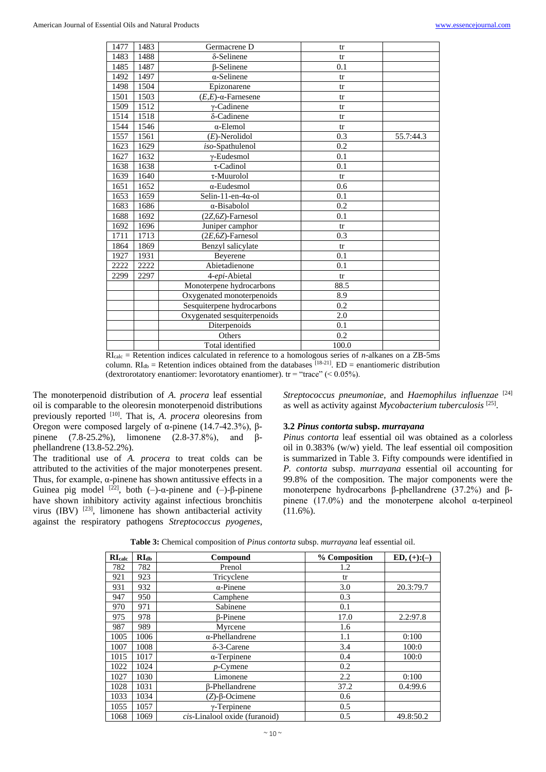| | | | | |
|---|---|---|---|---|
| 1477 | 1483 | Germacrene D | tr | |
| 1483 | 1488 | δ-Selinene | tr | |
| 1485 | 1487 | β-Selinene | 0.1 | |
| 1492 | 1497 | α-Selinene | tr | |
| 1498 | 1504 | Epizonarene | tr | |
| 1501 | 1503 | (*E*,*E*)-α-Farnesene | tr | |
| 1509 | 1512 | γ-Cadinene | tr | |
| 1514 | 1518 | δ-Cadinene | tr | |
| 1544 | 1546 | α-Elemol | tr | |
| 1557 | 1561 | (*E*)-Nerolidol | 0.3 | 55.7:44.3 |
| 1623 | 1629 | *iso*-Spathulenol | 0.2 | |
| 1627 | 1632 | γ-Eudesmol | 0.1 | |
| 1638 | 1638 | τ-Cadinol | 0.1 | |
| 1639 | 1640 | τ-Muurolol | tr | |
| 1651 | 1652 | α-Eudesmol | 0.6 | |
| 1653 | 1659 | Selin-11-en-4α-ol | 0.1 | |
| 1683 | 1686 | α-Bisabolol | 0.2 | |
| 1688 | 1692 | (2*Z*,6*Z*)-Farnesol | 0.1 | |
| 1692 | 1696 | Juniper camphor | tr | |
| 1711 | 1713 | (2*E*,6*Z*)-Farnesol | 0.3 | |
| 1864 | 1869 | Benzyl salicylate | tr | |
| 1927 | 1931 | Beyerene | 0.1 | |
| 2222 | 2222 | Abietadienone | 0.1 | |
| 2299 | 2297 | 4-*epi*-Abietal | tr | |
| | | Monoterpene hydrocarbons | 88.5 | |
| | | Oxygenated monoterpenoids | 8.9 | |
| | | Sesquiterpene hydrocarbons | 0.2 | |
| | | Oxygenated sesquiterpenoids | 2.0 | |
| | | Diterpenoids | 0.1 | |
| | | Others | 0.2 | |
| | | Total identified | 100.0 | |

$RI_{calc}$ = Retention indices calculated in reference to a homologous series of *n*-alkanes on a ZB-5ms column. $RI_{db}$ = Retention indices obtained from the databases [18-21]. ED = enantiomeric distribution (dextrorotatory enantiomer: levorotatory enantiomer). tr = "trace" (< 0.05%).

The monoterpenoid distribution of *A. procera* leaf essential oil is comparable to the oleoresin monoterpenoid distributions previously reported [10]. That is, *A. procera* oleoresins from Oregon were composed largely of α-pinene (14.7-42.3%), β-pinene (7.8-25.2%), limonene (2.8-37.8%), and β-phellandrene (13.8-52.2%).

The traditional use of *A. procera* to treat colds can be attributed to the activities of the major monoterpenes present. Thus, for example, α-pinene has shown antitussive effects in a Guinea pig model [22], both (–)-α-pinene and (–)-β-pinene have shown inhibitory activity against infectious bronchitis virus (IBV) [23], limonene has shown antibacterial activity against the respiratory pathogens *Streptococcus pyogenes*, *Streptococcus pneumoniae*, and *Haemophilus influenzae* [24] as well as activity against *Mycobacterium tuberculosis* [25].

### 3.2 *Pinus contorta* subsp. *murrayana*

*Pinus contorta* leaf essential oil was obtained as a colorless oil in 0.383% (w/w) yield. The leaf essential oil composition is summarized in Table 3. Fifty compounds were identified in *P. contorta* subsp. *murrayana* essential oil accounting for 99.8% of the composition. The major components were the monoterpene hydrocarbons β-phellandrene (37.2%) and β-pinene (17.0%) and the monoterpene alcohol α-terpineol (11.6%).

**Table 3:** Chemical composition of *Pinus contorta* subsp. *murrayana* leaf essential oil.

| $RI_{calc}$ | $RI_{db}$ | Compound | % Composition | ED, (+):(–) |
|---|---|---|---|---|
| 782 | 782 | Prenol | 1.2 | |
| 921 | 923 | Tricyclene | tr | |
| 931 | 932 | α-Pinene | 3.0 | 20.3:79.7 |
| 947 | 950 | Camphene | 0.3 | |
| 970 | 971 | Sabinene | 0.1 | |
| 975 | 978 | β-Pinene | 17.0 | 2.2:97.8 |
| 987 | 989 | Myrcene | 1.6 | |
| 1005 | 1006 | α-Phellandrene | 1.1 | 0:100 |
| 1007 | 1008 | δ-3-Carene | 3.4 | 100:0 |
| 1015 | 1017 | α-Terpinene | 0.4 | 100:0 |
| 1022 | 1024 | *p*-Cymene | 0.2 | |
| 1027 | 1030 | Limonene | 2.2 | 0:100 |
| 1028 | 1031 | β-Phellandrene | 37.2 | 0.4:99.6 |
| 1033 | 1034 | (*Z*)-β-Ocimene | 0.6 | |
| 1055 | 1057 | γ-Terpinene | 0.5 | |
| 1068 | 1069 | *cis*-Linalool oxide (furanoid) | 0.5 | 49.8:50.2 |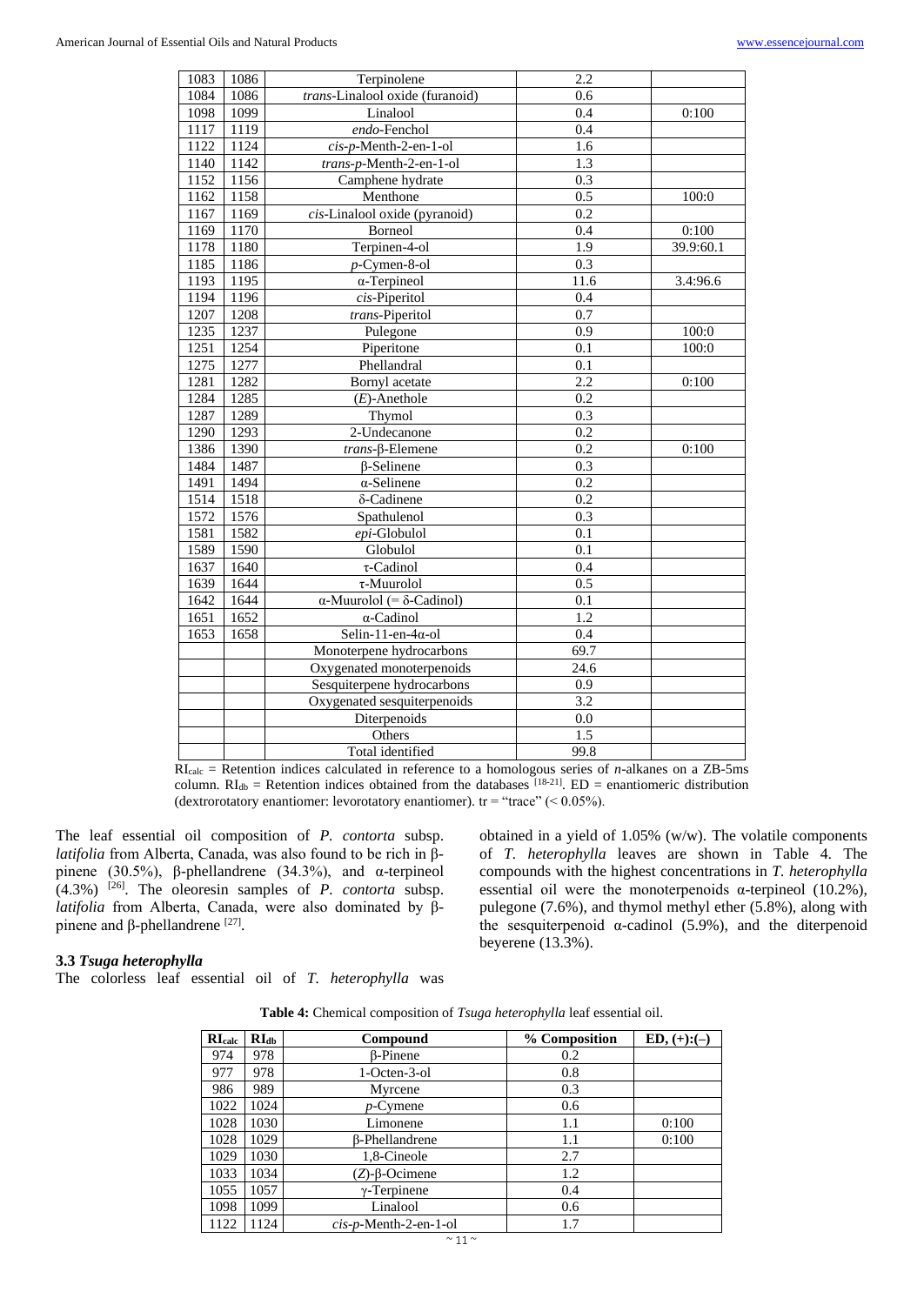| | | | | |
|---|---|---|---|---|
| 1083 | 1086 | Terpinolene | 2.2 | |
| 1084 | 1086 | *trans*-Linalool oxide (furanoid) | 0.6 | |
| 1098 | 1099 | Linalool | 0.4 | 0:100 |
| 1117 | 1119 | *endo*-Fenchol | 0.4 | |
| 1122 | 1124 | *cis*-*p*-Menth-2-en-1-ol | 1.6 | |
| 1140 | 1142 | *trans*-*p*-Menth-2-en-1-ol | 1.3 | |
| 1152 | 1156 | Camphene hydrate | 0.3 | |
| 1162 | 1158 | Menthone | 0.5 | 100:0 |
| 1167 | 1169 | *cis*-Linalool oxide (pyranoid) | 0.2 | |
| 1169 | 1170 | Borneol | 0.4 | 0:100 |
| 1178 | 1180 | Terpinen-4-ol | 1.9 | 39.9:60.1 |
| 1185 | 1186 | *p*-Cymen-8-ol | 0.3 | |
| 1193 | 1195 | α-Terpineol | 11.6 | 3.4:96.6 |
| 1194 | 1196 | *cis*-Piperitol | 0.4 | |
| 1207 | 1208 | *trans*-Piperitol | 0.7 | |
| 1235 | 1237 | Pulegone | 0.9 | 100:0 |
| 1251 | 1254 | Piperitone | 0.1 | 100:0 |
| 1275 | 1277 | Phellandral | 0.1 | |
| 1281 | 1282 | Bornyl acetate | 2.2 | 0:100 |
| 1284 | 1285 | (*E*)-Anethole | 0.2 | |
| 1287 | 1289 | Thymol | 0.3 | |
| 1290 | 1293 | 2-Undecanone | 0.2 | |
| 1386 | 1390 | *trans*-β-Elemene | 0.2 | 0:100 |
| 1484 | 1487 | β-Selinene | 0.3 | |
| 1491 | 1494 | α-Selinene | 0.2 | |
| 1514 | 1518 | δ-Cadinene | 0.2 | |
| 1572 | 1576 | Spathulenol | 0.3 | |
| 1581 | 1582 | *epi*-Globulol | 0.1 | |
| 1589 | 1590 | Globulol | 0.1 | |
| 1637 | 1640 | τ-Cadinol | 0.4 | |
| 1639 | 1644 | τ-Muurolol | 0.5 | |
| 1642 | 1644 | α-Muurolol (= δ-Cadinol) | 0.1 | |
| 1651 | 1652 | α-Cadinol | 1.2 | |
| 1653 | 1658 | Selin-11-en-4α-ol | 0.4 | |
| | | Monoterpene hydrocarbons | 69.7 | |
| | | Oxygenated monoterpenoids | 24.6 | |
| | | Sesquiterpene hydrocarbons | 0.9 | |
| | | Oxygenated sesquiterpenoids | 3.2 | |
| | | Diterpenoids | 0.0 | |
| | | Others | 1.5 | |
| | | Total identified | 99.8 | |

$RI_{calc}$ = Retention indices calculated in reference to a homologous series of *n*-alkanes on a ZB-5ms column. $RI_{db}$ = Retention indices obtained from the databases [18-21]. ED = enantiomeric distribution (dextrorotatory enantiomer: levorotatory enantiomer). tr = "trace" (< 0.05%).

The leaf essential oil composition of *P. contorta* subsp. *latifolia* from Alberta, Canada, was also found to be rich in β-pinene (30.5%), β-phellandrene (34.3%), and α-terpineol (4.3%) [26]. The oleoresin samples of *P. contorta* subsp. *latifolia* from Alberta, Canada, were also dominated by β-pinene and β-phellandrene [27].

### 3.3 *Tsuga heterophylla*

The colorless leaf essential oil of *T. heterophylla* was obtained in a yield of 1.05% (w/w). The volatile components of *T. heterophylla* leaves are shown in Table 4. The compounds with the highest concentrations in *T. heterophylla* essential oil were the monoterpenoids α-terpineol (10.2%), pulegone (7.6%), and thymol methyl ether (5.8%), along with the sesquiterpenoid α-cadinol (5.9%), and the diterpenoid beyerene (13.3%).

**Table 4:** Chemical composition of *Tsuga heterophylla* leaf essential oil.

| $RI_{calc}$ | $RI_{db}$ | Compound | % Composition | ED, (+):(–) |
|---|---|---|---|---|
| 974 | 978 | β-Pinene | 0.2 | |
| 977 | 978 | 1-Octen-3-ol | 0.8 | |
| 986 | 989 | Myrcene | 0.3 | |
| 1022 | 1024 | *p*-Cymene | 0.6 | |
| 1028 | 1030 | Limonene | 1.1 | 0:100 |
| 1028 | 1029 | β-Phellandrene | 1.1 | 0:100 |
| 1029 | 1030 | 1,8-Cineole | 2.7 | |
| 1033 | 1034 | (*Z*)-β-Ocimene | 1.2 | |
| 1055 | 1057 | γ-Terpinene | 0.4 | |
| 1098 | 1099 | Linalool | 0.6 | |
| 1122 | 1124 | *cis*-*p*-Menth-2-en-1-ol | 1.7 | |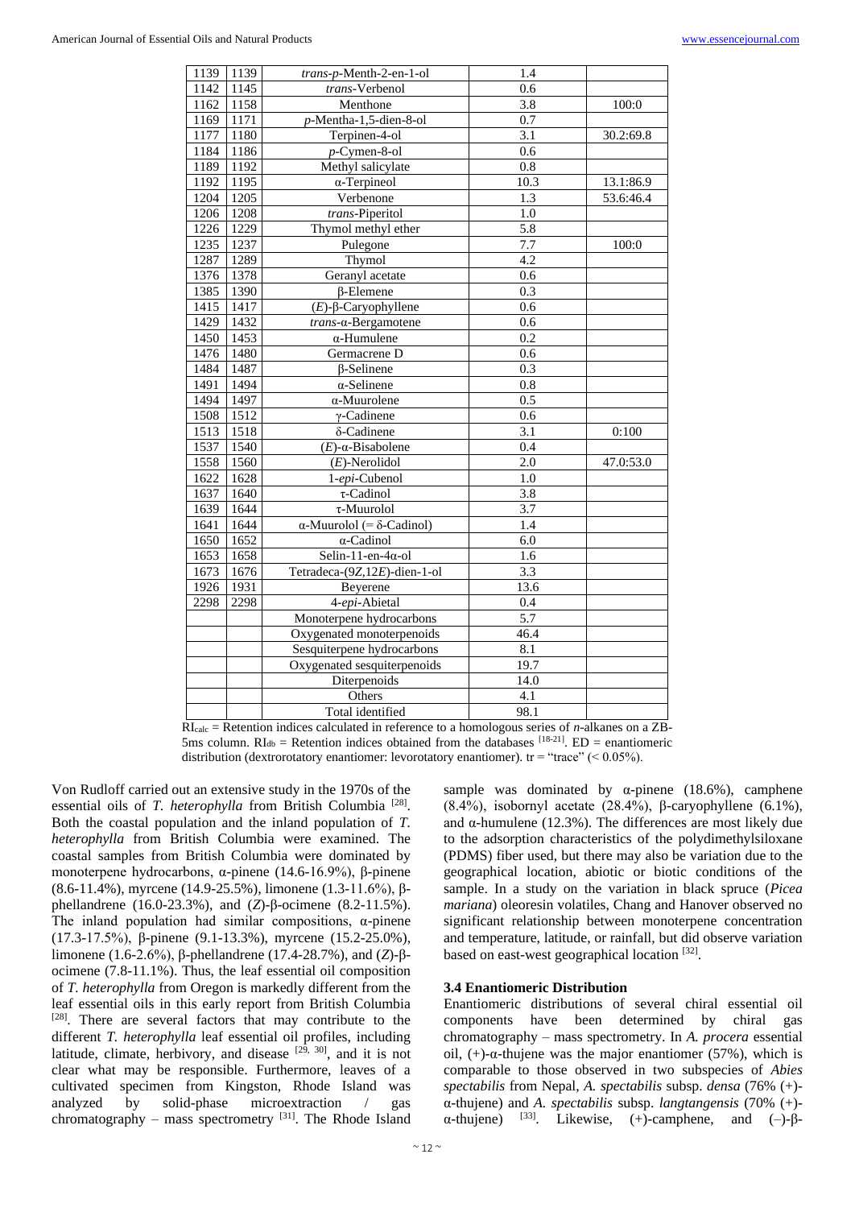| | | | | |
|---|---|---|---|---|
| 1139 | 1139 | *trans*-*p*-Menth-2-en-1-ol | 1.4 | |
| 1142 | 1145 | *trans*-Verbenol | 0.6 | |
| 1162 | 1158 | Menthone | 3.8 | 100:0 |
| 1169 | 1171 | *p*-Mentha-1,5-dien-8-ol | 0.7 | |
| 1177 | 1180 | Terpinen-4-ol | 3.1 | 30.2:69.8 |
| 1184 | 1186 | *p*-Cymen-8-ol | 0.6 | |
| 1189 | 1192 | Methyl salicylate | 0.8 | |
| 1192 | 1195 | α-Terpineol | 10.3 | 13.1:86.9 |
| 1204 | 1205 | Verbenone | 1.3 | 53.6:46.4 |
| 1206 | 1208 | *trans*-Piperitol | 1.0 | |
| 1226 | 1229 | Thymol methyl ether | 5.8 | |
| 1235 | 1237 | Pulegone | 7.7 | 100:0 |
| 1287 | 1289 | Thymol | 4.2 | |
| 1376 | 1378 | Geranyl acetate | 0.6 | |
| 1385 | 1390 | β-Elemene | 0.3 | |
| 1415 | 1417 | (*E*)-β-Caryophyllene | 0.6 | |
| 1429 | 1432 | *trans*-α-Bergamotene | 0.6 | |
| 1450 | 1453 | α-Humulene | 0.2 | |
| 1476 | 1480 | Germacrene D | 0.6 | |
| 1484 | 1487 | β-Selinene | 0.3 | |
| 1491 | 1494 | α-Selinene | 0.8 | |
| 1494 | 1497 | α-Muurolene | 0.5 | |
| 1508 | 1512 | γ-Cadinene | 0.6 | |
| 1513 | 1518 | δ-Cadinene | 3.1 | 0:100 |
| 1537 | 1540 | (*E*)-α-Bisabolene | 0.4 | |
| 1558 | 1560 | (*E*)-Nerolidol | 2.0 | 47.0:53.0 |
| 1622 | 1628 | 1-*epi*-Cubenol | 1.0 | |
| 1637 | 1640 | τ-Cadinol | 3.8 | |
| 1639 | 1644 | τ-Muurolol | 3.7 | |
| 1641 | 1644 | α-Muurolol (= δ-Cadinol) | 1.4 | |
| 1650 | 1652 | α-Cadinol | 6.0 | |
| 1653 | 1658 | Selin-11-en-4α-ol | 1.6 | |
| 1673 | 1676 | Tetradeca-(9*Z*,12*E*)-dien-1-ol | 3.3 | |
| 1926 | 1931 | Beyerene | 13.6 | |
| 2298 | 2298 | 4-*epi*-Abietal | 0.4 | |
| | | Monoterpene hydrocarbons | 5.7 | |
| | | Oxygenated monoterpenoids | 46.4 | |
| | | Sesquiterpene hydrocarbons | 8.1 | |
| | | Oxygenated sesquiterpenoids | 19.7 | |
| | | Diterpenoids | 14.0 | |
| | | Others | 4.1 | |
| | | Total identified | 98.1 | |

$RI_{calc}$ = Retention indices calculated in reference to a homologous series of *n*-alkanes on a ZB-5ms column. $RI_{db}$ = Retention indices obtained from the databases [18-21]. ED = enantiomeric distribution (dextrorotatory enantiomer: levorotatory enantiomer). tr = "trace" (< 0.05%).

Von Rudloff carried out an extensive study in the 1970s of the essential oils of *T. heterophylla* from British Columbia [28]. Both the coastal population and the inland population of *T. heterophylla* from British Columbia were examined. The coastal samples from British Columbia were dominated by monoterpene hydrocarbons, α-pinene (14.6-16.9%), β-pinene (8.6-11.4%), myrcene (14.9-25.5%), limonene (1.3-11.6%), β-phellandrene (16.0-23.3%), and (*Z*)-β-ocimene (8.2-11.5%). The inland population had similar compositions, α-pinene (17.3-17.5%), β-pinene (9.1-13.3%), myrcene (15.2-25.0%), limonene (1.6-2.6%), β-phellandrene (17.4-28.7%), and (*Z*)-β-ocimene (7.8-11.1%). Thus, the leaf essential oil composition of *T. heterophylla* from Oregon is markedly different from the leaf essential oils in this early report from British Columbia [28]. There are several factors that may contribute to the different *T. heterophylla* leaf essential oil profiles, including latitude, climate, herbivory, and disease [29, 30], and it is not clear what may be responsible. Furthermore, leaves of a cultivated specimen from Kingston, Rhode Island was analyzed by solid-phase microextraction / gas chromatography – mass spectrometry [31]. The Rhode Island sample was dominated by α-pinene (18.6%), camphene (8.4%), isobornyl acetate (28.4%), β-caryophyllene (6.1%), and α-humulene (12.3%). The differences are most likely due to the adsorption characteristics of the polydimethylsiloxane (PDMS) fiber used, but there may also be variation due to the geographical location, abiotic or biotic conditions of the sample. In a study on the variation in black spruce (*Picea mariana*) oleoresin volatiles, Chang and Hanover observed no significant relationship between monoterpene concentration and temperature, latitude, or rainfall, but did observe variation based on east-west geographical location [32].

### 3.4 Enantiomeric Distribution

Enantiomeric distributions of several chiral essential oil components have been determined by chiral gas chromatography – mass spectrometry. In *A. procera* essential oil, (+)-α-thujene was the major enantiomer (57%), which is comparable to those observed in two subspecies of *Abies spectabilis* from Nepal, *A. spectabilis* subsp. *densa* (76% (+)-α-thujene) and *A. spectabilis* subsp. *langtangensis* (70% (+)-α-thujene) [33]. Likewise, (+)-camphene, and (–)-β-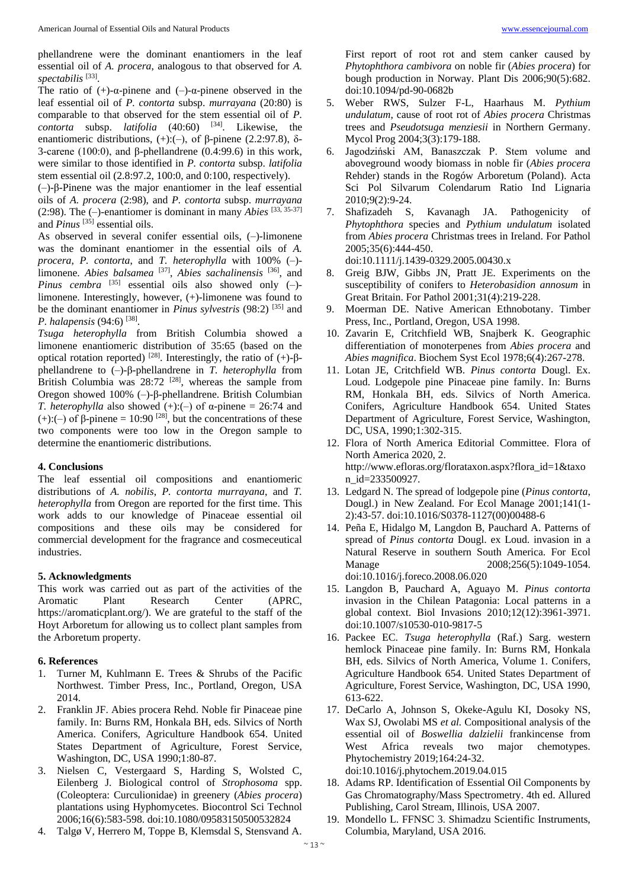phellandrene were the dominant enantiomers in the leaf essential oil of *A. procera*, analogous to that observed for *A. spectabilis* [33].

The ratio of (+)-α-pinene and (–)-α-pinene observed in the leaf essential oil of *P. contorta* subsp. *murrayana* (20:80) is comparable to that observed for the stem essential oil of *P. contorta* subsp. *latifolia* (40:60) [34]. Likewise, the enantiomeric distributions, (+):(–), of β-pinene (2.2:97.8), δ-3-carene (100:0), and β-phellandrene (0.4:99.6) in this work, were similar to those identified in *P. contorta* subsp. *latifolia* stem essential oil (2.8:97.2, 100:0, and 0:100, respectively).

(–)-β-Pinene was the major enantiomer in the leaf essential oils of *A. procera* (2:98), and *P. contorta* subsp. *murrayana* (2:98). The (–)-enantiomer is dominant in many *Abies* [33, 35-37] and *Pinus* [35] essential oils.

As observed in several conifer essential oils, (–)-limonene was the dominant enantiomer in the essential oils of *A. procera*, *P. contorta*, and *T. heterophylla* with 100% (–)-limonene. *Abies balsamea* [37], *Abies sachalinensis* [36], and *Pinus cembra* [35] essential oils also showed only (–)-limonene. Interestingly, however, (+)-limonene was found to be the dominant enantiomer in *Pinus sylvestris* (98:2) [35] and *P. halapensis* (94:6) [38].

*Tsuga heterophylla* from British Columbia showed a limonene enantiomeric distribution of 35:65 (based on the optical rotation reported) [28]. Interestingly, the ratio of (+)-β-phellandrene to (–)-β-phellandrene in *T. heterophylla* from British Columbia was 28:72 [28], whereas the sample from Oregon showed 100% (–)-β-phellandrene. British Columbian *T. heterophylla* also showed (+):(–) of α-pinene = 26:74 and (+):(–) of β-pinene = 10:90 [28], but the concentrations of these two components were too low in the Oregon sample to determine the enantiomeric distributions.

## 4. Conclusions

The leaf essential oil compositions and enantiomeric distributions of *A. nobilis*, *P. contorta murrayana*, and *T. heterophylla* from Oregon are reported for the first time. This work adds to our knowledge of Pinaceae essential oil compositions and these oils may be considered for commercial development for the fragrance and cosmeceutical industries.

## 5. Acknowledgments

This work was carried out as part of the activities of the Aromatic Plant Research Center (APRC, https://aromaticplant.org/). We are grateful to the staff of the Hoyt Arboretum for allowing us to collect plant samples from the Arboretum property.

## 6. References

1. Turner M, Kuhlmann E. Trees & Shrubs of the Pacific Northwest. Timber Press, Inc., Portland, Oregon, USA 2014.
2. Franklin JF. Abies procera Rehd. Noble fir Pinaceae pine family. In: Burns RM, Honkala BH, eds. Silvics of North America. Conifers, Agriculture Handbook 654. United States Department of Agriculture, Forest Service, Washington, DC, USA 1990;1:80-87.
3. Nielsen C, Vestergaard S, Harding S, Wolsted C, Eilenberg J. Biological control of *Strophosoma* spp. (Coleoptera: Curculionidae) in greenery (*Abies procera*) plantations using Hyphomycetes. Biocontrol Sci Technol 2006;16(6):583-598. doi:10.1080/09583150500532824
4. Talgø V, Herrero M, Toppe B, Klemsdal S, Stensvand A. First report of root rot and stem canker caused by *Phytophthora cambivora* on noble fir (*Abies procera*) for bough production in Norway. Plant Dis 2006;90(5):682. doi:10.1094/pd-90-0682b
5. Weber RWS, Sulzer F-L, Haarhaus M. *Pythium undulatum*, cause of root rot of *Abies procera* Christmas trees and *Pseudotsuga menziesii* in Northern Germany. Mycol Prog 2004;3(3):179-188.
6. Jagodziński AM, Banaszczak P. Stem volume and aboveground woody biomass in noble fir (*Abies procera* Rehder) stands in the Rogów Arboretum (Poland). Acta Sci Pol Silvarum Colendarum Ratio Ind Lignaria 2010;9(2):9-24.
7. Shafizadeh S, Kavanagh JA. Pathogenicity of *Phytophthora* species and *Pythium undulatum* isolated from *Abies procera* Christmas trees in Ireland. For Pathol 2005;35(6):444-450. doi:10.1111/j.1439-0329.2005.00430.x
8. Greig BJW, Gibbs JN, Pratt JE. Experiments on the susceptibility of conifers to *Heterobasidion annosum* in Great Britain. For Pathol 2001;31(4):219-228.
9. Moerman DE. Native American Ethnobotany. Timber Press, Inc., Portland, Oregon, USA 1998.
10. Zavarin E, Critchfield WB, Snajberk K. Geographic differentiation of monoterpenes from *Abies procera* and *Abies magnifica*. Biochem Syst Ecol 1978;6(4):267-278.
11. Lotan JE, Critchfield WB. *Pinus contorta* Dougl. Ex. Loud. Lodgepole pine Pinaceae pine family. In: Burns RM, Honkala BH, eds. Silvics of North America. Conifers, Agriculture Handbook 654. United States Department of Agriculture, Forest Service, Washington, DC, USA, 1990;1:302-315.
12. Flora of North America Editorial Committee. Flora of North America 2020, 2. http://www.efloras.org/florataxon.aspx?flora_id=1&taxon_id=233500927.
13. Ledgard N. The spread of lodgepole pine (*Pinus contorta*, Dougl.) in New Zealand. For Ecol Manage 2001;141(1-2):43-57. doi:10.1016/S0378-1127(00)00488-6
14. Peña E, Hidalgo M, Langdon B, Pauchard A. Patterns of spread of *Pinus contorta* Dougl. ex Loud. invasion in a Natural Reserve in southern South America. For Ecol Manage 2008;256(5):1049-1054. doi:10.1016/j.foreco.2008.06.020
15. Langdon B, Pauchard A, Aguayo M. *Pinus contorta* invasion in the Chilean Patagonia: Local patterns in a global context. Biol Invasions 2010;12(12):3961-3971. doi:10.1007/s10530-010-9817-5
16. Packee EC. *Tsuga heterophylla* (Raf.) Sarg. western hemlock Pinaceae pine family. In: Burns RM, Honkala BH, eds. Silvics of North America, Volume 1. Conifers, Agriculture Handbook 654. United States Department of Agriculture, Forest Service, Washington, DC, USA 1990, 613-622.
17. DeCarlo A, Johnson S, Okeke-Agulu KI, Dosoky NS, Wax SJ, Owolabi MS *et al.* Compositional analysis of the essential oil of *Boswellia dalzielii* frankincense from West Africa reveals two major chemotypes. Phytochemistry 2019;164:24-32. doi:10.1016/j.phytochem.2019.04.015
18. Adams RP. Identification of Essential Oil Components by Gas Chromatography/Mass Spectrometry. 4th ed. Allured Publishing, Carol Stream, Illinois, USA 2007.
19. Mondello L. FFNSC 3. Shimadzu Scientific Instruments, Columbia, Maryland, USA 2016.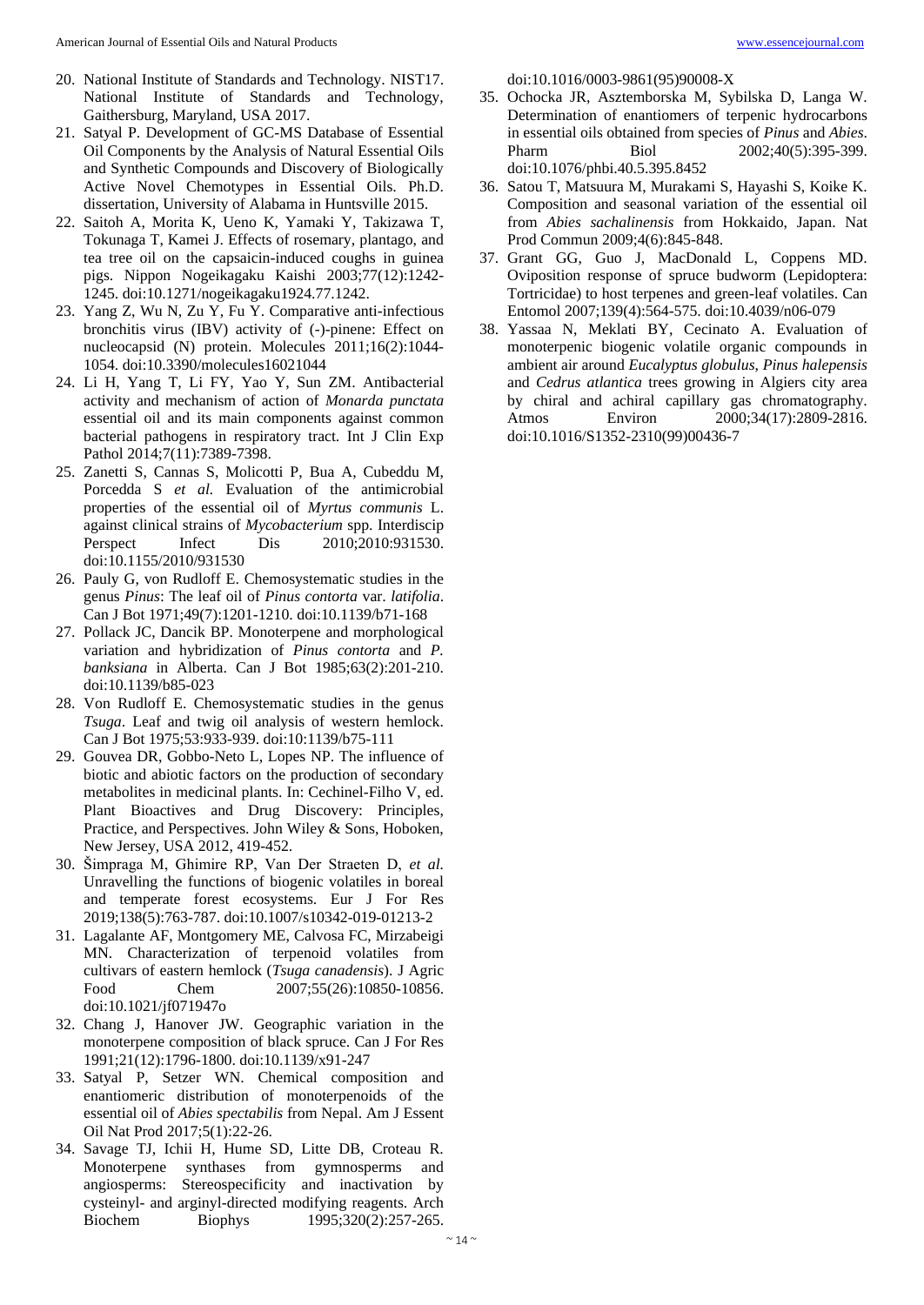20. National Institute of Standards and Technology. NIST17. National Institute of Standards and Technology, Gaithersburg, Maryland, USA 2017.
21. Satyal P. Development of GC-MS Database of Essential Oil Components by the Analysis of Natural Essential Oils and Synthetic Compounds and Discovery of Biologically Active Novel Chemotypes in Essential Oils. Ph.D. dissertation, University of Alabama in Huntsville 2015.
22. Saitoh A, Morita K, Ueno K, Yamaki Y, Takizawa T, Tokunaga T, Kamei J. Effects of rosemary, plantago, and tea tree oil on the capsaicin-induced coughs in guinea pigs. Nippon Nogeikagaku Kaishi 2003;77(12):1242-1245. doi:10.1271/nogeikagaku1924.77.1242.
23. Yang Z, Wu N, Zu Y, Fu Y. Comparative anti-infectious bronchitis virus (IBV) activity of (-)-pinene: Effect on nucleocapsid (N) protein. Molecules 2011;16(2):1044-1054. doi:10.3390/molecules16021044
24. Li H, Yang T, Li FY, Yao Y, Sun ZM. Antibacterial activity and mechanism of action of *Monarda punctata* essential oil and its main components against common bacterial pathogens in respiratory tract. Int J Clin Exp Pathol 2014;7(11):7389-7398.
25. Zanetti S, Cannas S, Molicotti P, Bua A, Cubeddu M, Porcedda S *et al.* Evaluation of the antimicrobial properties of the essential oil of *Myrtus communis* L. against clinical strains of *Mycobacterium* spp. Interdiscip Perspect Infect Dis 2010;2010:931530. doi:10.1155/2010/931530
26. Pauly G, von Rudloff E. Chemosystematic studies in the genus *Pinus*: The leaf oil of *Pinus contorta* var. *latifolia*. Can J Bot 1971;49(7):1201-1210. doi:10.1139/b71-168
27. Pollack JC, Dancik BP. Monoterpene and morphological variation and hybridization of *Pinus contorta* and *P. banksiana* in Alberta. Can J Bot 1985;63(2):201-210. doi:10.1139/b85-023
28. Von Rudloff E. Chemosystematic studies in the genus *Tsuga*. Leaf and twig oil analysis of western hemlock. Can J Bot 1975;53:933-939. doi:10:1139/b75-111
29. Gouvea DR, Gobbo-Neto L, Lopes NP. The influence of biotic and abiotic factors on the production of secondary metabolites in medicinal plants. In: Cechinel-Filho V, ed. Plant Bioactives and Drug Discovery: Principles, Practice, and Perspectives. John Wiley & Sons, Hoboken, New Jersey, USA 2012, 419-452.
30. Šimpraga M, Ghimire RP, Van Der Straeten D, *et al.* Unravelling the functions of biogenic volatiles in boreal and temperate forest ecosystems. Eur J For Res 2019;138(5):763-787. doi:10.1007/s10342-019-01213-2
31. Lagalante AF, Montgomery ME, Calvosa FC, Mirzabeigi MN. Characterization of terpenoid volatiles from cultivars of eastern hemlock (*Tsuga canadensis*). J Agric Food Chem 2007;55(26):10850-10856. doi:10.1021/jf071947o
32. Chang J, Hanover JW. Geographic variation in the monoterpene composition of black spruce. Can J For Res 1991;21(12):1796-1800. doi:10.1139/x91-247
33. Satyal P, Setzer WN. Chemical composition and enantiomeric distribution of monoterpenoids of the essential oil of *Abies spectabilis* from Nepal. Am J Essent Oil Nat Prod 2017;5(1):22-26.
34. Savage TJ, Ichii H, Hume SD, Litte DB, Croteau R. Monoterpene synthases from gymnosperms and angiosperms: Stereospecificity and inactivation by cysteinyl- and arginyl-directed modifying reagents. Arch Biochem Biophys 1995;320(2):257-265. doi:10.1016/0003-9861(95)90008-X
35. Ochocka JR, Asztemborska M, Sybilska D, Langa W. Determination of enantiomers of terpenic hydrocarbons in essential oils obtained from species of *Pinus* and *Abies*. Pharm Biol 2002;40(5):395-399. doi:10.1076/phbi.40.5.395.8452
36. Satou T, Matsuura M, Murakami S, Hayashi S, Koike K. Composition and seasonal variation of the essential oil from *Abies sachalinensis* from Hokkaido, Japan. Nat Prod Commun 2009;4(6):845-848.
37. Grant GG, Guo J, MacDonald L, Coppens MD. Oviposition response of spruce budworm (Lepidoptera: Tortricidae) to host terpenes and green-leaf volatiles. Can Entomol 2007;139(4):564-575. doi:10.4039/n06-079
38. Yassaa N, Meklati BY, Cecinato A. Evaluation of monoterpenic biogenic volatile organic compounds in ambient air around *Eucalyptus globulus*, *Pinus halepensis* and *Cedrus atlantica* trees growing in Algiers city area by chiral and achiral capillary gas chromatography. Atmos Environ 2000;34(17):2809-2816. doi:10.1016/S1352-2310(99)00436-7